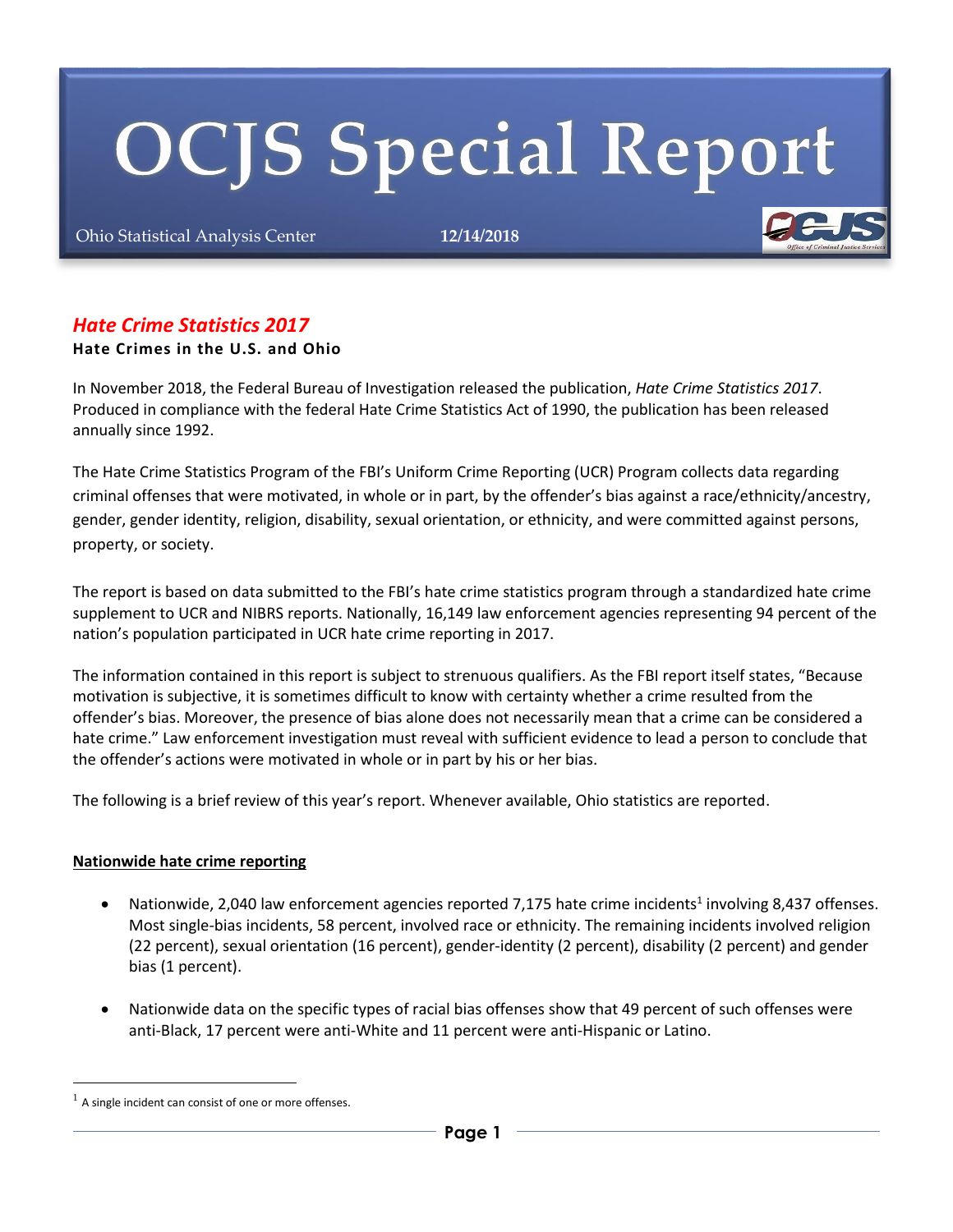# OCJS Special Report

Ohio Statistical Analysis Center **12/14/2018**

## *Hate Crime Statistics 2017*

**Hate Crimes in the U.S. and Ohio**

In November 2018, the Federal Bureau of Investigation released the publication, *Hate Crime Statistics 2017*. Produced in compliance with the federal Hate Crime Statistics Act of 1990, the publication has been released annually since 1992.

The Hate Crime Statistics Program of the FBI's Uniform Crime Reporting (UCR) Program collects data regarding criminal offenses that were motivated, in whole or in part, by the offender's bias against a race/ethnicity/ancestry, gender, gender identity, religion, disability, sexual orientation, or ethnicity, and were committed against persons, property, or society.

The report is based on data submitted to the FBI's hate crime statistics program through a standardized hate crime supplement to UCR and NIBRS reports. Nationally, 16,149 law enforcement agencies representing 94 percent of the nation's population participated in UCR hate crime reporting in 2017.

The information contained in this report is subject to strenuous qualifiers. As the FBI report itself states, "Because motivation is subjective, it is sometimes difficult to know with certainty whether a crime resulted from the offender's bias. Moreover, the presence of bias alone does not necessarily mean that a crime can be considered a hate crime." Law enforcement investigation must reveal with sufficient evidence to lead a person to conclude that the offender's actions were motivated in whole or in part by his or her bias.

The following is a brief review of this year's report. Whenever available, Ohio statistics are reported.

**Nationwide hate crime reporting**

- Nationwide, 2,040 law enforcement agencies reported 7,175 hate crime incidents[1] involving 8,437 offenses. Most single-bias incidents, 58 percent, involved race or ethnicity. The remaining incidents involved religion (22 percent), sexual orientation (16 percent), gender-identity (2 percent), disability (2 percent) and gender bias (1 percent).
- Nationwide data on the specific types of racial bias offenses show that 49 percent of such offenses were anti-Black, 17 percent were anti-White and 11 percent were anti-Hispanic or Latino.

[1] A single incident can consist of one or more offenses.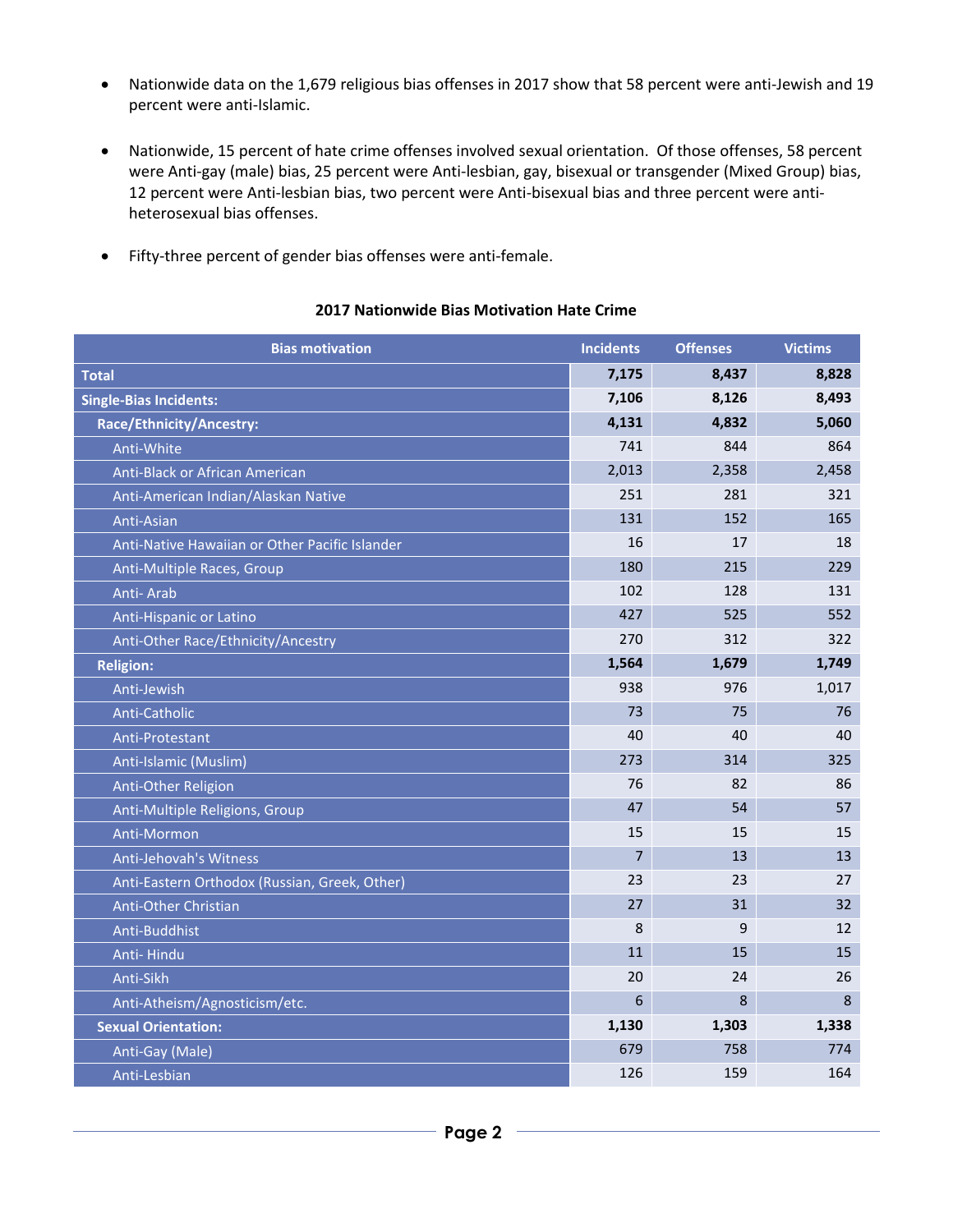- Nationwide data on the 1,679 religious bias offenses in 2017 show that 58 percent were anti-Jewish and 19 percent were anti-Islamic.

- Nationwide, 15 percent of hate crime offenses involved sexual orientation. Of those offenses, 58 percent were Anti-gay (male) bias, 25 percent were Anti-lesbian, gay, bisexual or transgender (Mixed Group) bias, 12 percent were Anti-lesbian bias, two percent were Anti-bisexual bias and three percent were anti-heterosexual bias offenses.

- Fifty-three percent of gender bias offenses were anti-female.

**2017 Nationwide Bias Motivation Hate Crime**

| Bias motivation | Incidents | Offenses | Victims |
|---|---|---|---|
| **Total** | **7,175** | **8,437** | **8,828** |
| **Single-Bias Incidents:** | **7,106** | **8,126** | **8,493** |
| **Race/Ethnicity/Ancestry:** | **4,131** | **4,832** | **5,060** |
| Anti-White | 741 | 844 | 864 |
| Anti-Black or African American | 2,013 | 2,358 | 2,458 |
| Anti-American Indian/Alaskan Native | 251 | 281 | 321 |
| Anti-Asian | 131 | 152 | 165 |
| Anti-Native Hawaiian or Other Pacific Islander | 16 | 17 | 18 |
| Anti-Multiple Races, Group | 180 | 215 | 229 |
| Anti- Arab | 102 | 128 | 131 |
| Anti-Hispanic or Latino | 427 | 525 | 552 |
| Anti-Other Race/Ethnicity/Ancestry | 270 | 312 | 322 |
| **Religion:** | **1,564** | **1,679** | **1,749** |
| Anti-Jewish | 938 | 976 | 1,017 |
| Anti-Catholic | 73 | 75 | 76 |
| Anti-Protestant | 40 | 40 | 40 |
| Anti-Islamic (Muslim) | 273 | 314 | 325 |
| Anti-Other Religion | 76 | 82 | 86 |
| Anti-Multiple Religions, Group | 47 | 54 | 57 |
| Anti-Mormon | 15 | 15 | 15 |
| Anti-Jehovah's Witness | 7 | 13 | 13 |
| Anti-Eastern Orthodox (Russian, Greek, Other) | 23 | 23 | 27 |
| Anti-Other Christian | 27 | 31 | 32 |
| Anti-Buddhist | 8 | 9 | 12 |
| Anti- Hindu | 11 | 15 | 15 |
| Anti-Sikh | 20 | 24 | 26 |
| Anti-Atheism/Agnosticism/etc. | 6 | 8 | 8 |
| **Sexual Orientation:** | **1,130** | **1,303** | **1,338** |
| Anti-Gay (Male) | 679 | 758 | 774 |
| Anti-Lesbian | 126 | 159 | 164 |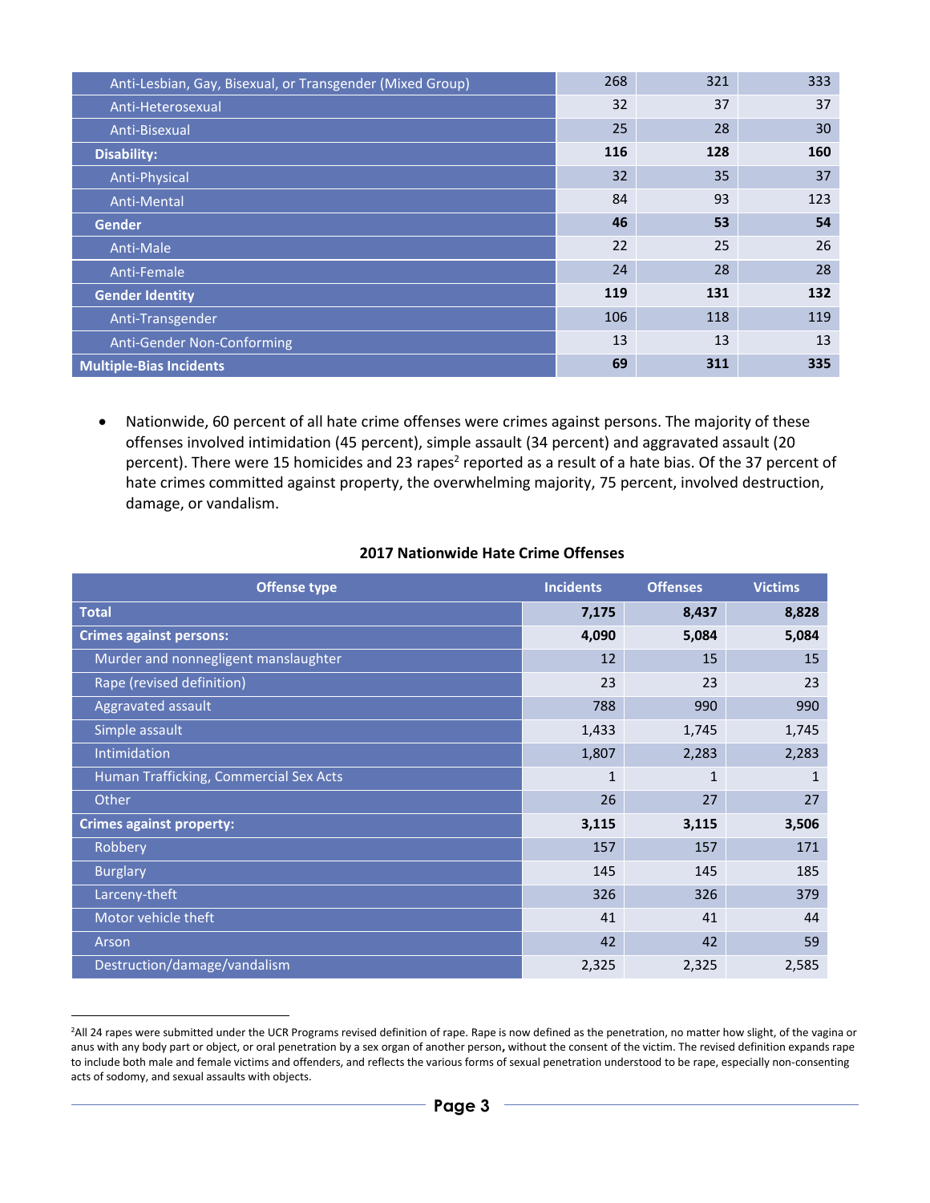| | | | |
|---|---|---|---|
| Anti-Lesbian, Gay, Bisexual, or Transgender (Mixed Group) | 268 | 321 | 333 |
| Anti-Heterosexual | 32 | 37 | 37 |
| Anti-Bisexual | 25 | 28 | 30 |
| **Disability:** | **116** | **128** | **160** |
| Anti-Physical | 32 | 35 | 37 |
| Anti-Mental | 84 | 93 | 123 |
| **Gender** | **46** | **53** | **54** |
| Anti-Male | 22 | 25 | 26 |
| Anti-Female | 24 | 28 | 28 |
| **Gender Identity** | **119** | **131** | **132** |
| Anti-Transgender | 106 | 118 | 119 |
| Anti-Gender Non-Conforming | 13 | 13 | 13 |
| **Multiple-Bias Incidents** | **69** | **311** | **335** |

- Nationwide, 60 percent of all hate crime offenses were crimes against persons. The majority of these offenses involved intimidation (45 percent), simple assault (34 percent) and aggravated assault (20 percent). There were 15 homicides and 23 rapes[2] reported as a result of a hate bias. Of the 37 percent of hate crimes committed against property, the overwhelming majority, 75 percent, involved destruction, damage, or vandalism.

**2017 Nationwide Hate Crime Offenses**

| Offense type | Incidents | Offenses | Victims |
|---|---|---|---|
| **Total** | **7,175** | **8,437** | **8,828** |
| **Crimes against persons:** | **4,090** | **5,084** | **5,084** |
| Murder and nonnegligent manslaughter | 12 | 15 | 15 |
| Rape (revised definition) | 23 | 23 | 23 |
| Aggravated assault | 788 | 990 | 990 |
| Simple assault | 1,433 | 1,745 | 1,745 |
| Intimidation | 1,807 | 2,283 | 2,283 |
| Human Trafficking, Commercial Sex Acts | 1 | 1 | 1 |
| Other | 26 | 27 | 27 |
| **Crimes against property:** | **3,115** | **3,115** | **3,506** |
| Robbery | 157 | 157 | 171 |
| Burglary | 145 | 145 | 185 |
| Larceny-theft | 326 | 326 | 379 |
| Motor vehicle theft | 41 | 41 | 44 |
| Arson | 42 | 42 | 59 |
| Destruction/damage/vandalism | 2,325 | 2,325 | 2,585 |

[2]All 24 rapes were submitted under the UCR Programs revised definition of rape. Rape is now defined as the penetration, no matter how slight, of the vagina or anus with any body part or object, or oral penetration by a sex organ of another person**,** without the consent of the victim. The revised definition expands rape to include both male and female victims and offenders, and reflects the various forms of sexual penetration understood to be rape, especially non-consenting acts of sodomy, and sexual assaults with objects.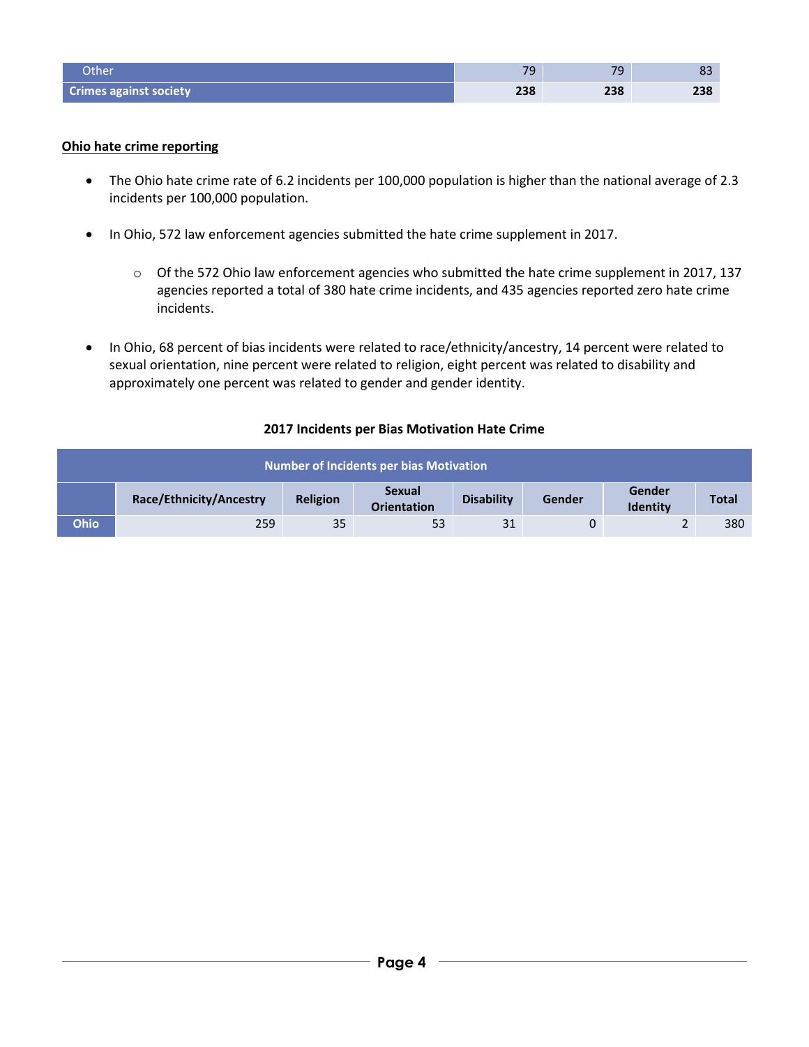| | | | |
|---|---|---|---|
| Other | 79 | 79 | 83 |
| **Crimes against society** | **238** | **238** | **238** |

**Ohio hate crime reporting**

- The Ohio hate crime rate of 6.2 incidents per 100,000 population is higher than the national average of 2.3 incidents per 100,000 population.
- In Ohio, 572 law enforcement agencies submitted the hate crime supplement in 2017.
    - Of the 572 Ohio law enforcement agencies who submitted the hate crime supplement in 2017, 137 agencies reported a total of 380 hate crime incidents, and 435 agencies reported zero hate crime incidents.
- In Ohio, 68 percent of bias incidents were related to race/ethnicity/ancestry, 14 percent were related to sexual orientation, nine percent were related to religion, eight percent was related to disability and approximately one percent was related to gender and gender identity.

**2017 Incidents per Bias Motivation Hate Crime**

| Number of Incidents per bias Motivation | | | | | | | |
|---|---|---|---|---|---|---|---|
| | **Race/Ethnicity/Ancestry** | **Religion** | **Sexual Orientation** | **Disability** | **Gender** | **Gender Identity** | **Total** |
| **Ohio** | 259 | 35 | 53 | 31 | 0 | 2 | 380 |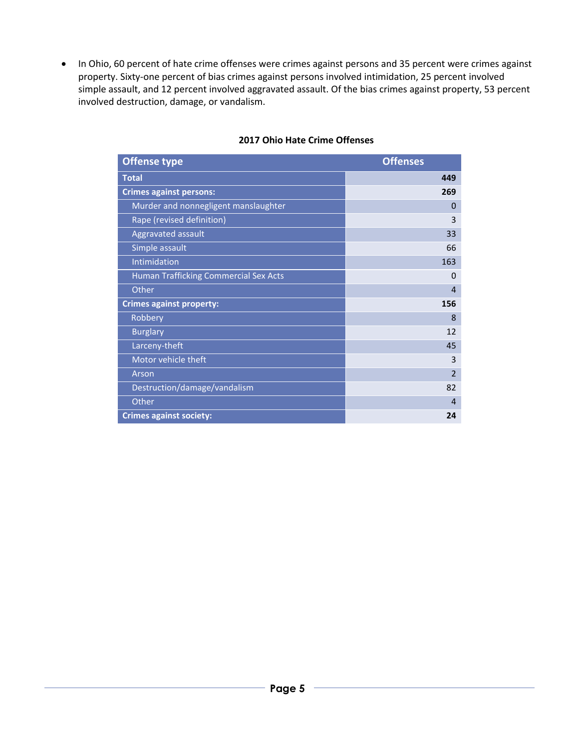- In Ohio, 60 percent of hate crime offenses were crimes against persons and 35 percent were crimes against property. Sixty-one percent of bias crimes against persons involved intimidation, 25 percent involved simple assault, and 12 percent involved aggravated assault. Of the bias crimes against property, 53 percent involved destruction, damage, or vandalism.

**2017 Ohio Hate Crime Offenses**

| Offense type | Offenses |
|---|---|
| **Total** | **449** |
| **Crimes against persons:** | **269** |
| Murder and nonnegligent manslaughter | 0 |
| Rape (revised definition) | 3 |
| Aggravated assault | 33 |
| Simple assault | 66 |
| Intimidation | 163 |
| Human Trafficking Commercial Sex Acts | 0 |
| Other | 4 |
| **Crimes against property:** | **156** |
| Robbery | 8 |
| Burglary | 12 |
| Larceny-theft | 45 |
| Motor vehicle theft | 3 |
| Arson | 2 |
| Destruction/damage/vandalism | 82 |
| Other | 4 |
| **Crimes against society:** | **24** |